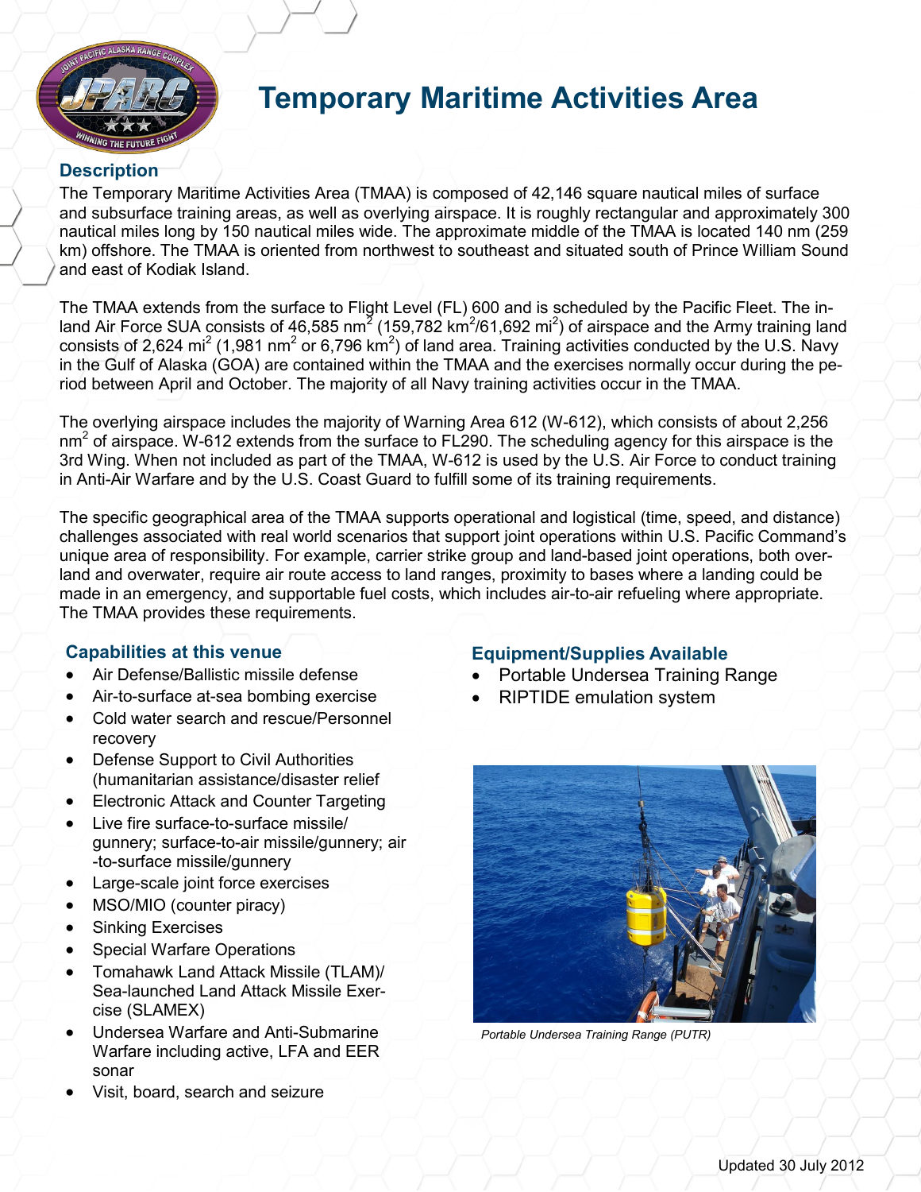# Temporary Maritime Activities Area

## Description

The Temporary Maritime Activities Area (TMAA) is composed of 42,146 square nautical miles of surface and subsurface training areas, as well as overlying airspace. It is roughly rectangular and approximately 300 nautical miles long by 150 nautical miles wide. The approximate middle of the TMAA is located 140 nm (259 km) offshore. The TMAA is oriented from northwest to southeast and situated south of Prince William Sound and east of Kodiak Island.

The TMAA extends from the surface to Flight Level (FL) 600 and is scheduled by the Pacific Fleet. The inland Air Force SUA consists of 46,585 $nm^2$ (159,782 $km^2$/61,692 $mi^2$) of airspace and the Army training land consists of 2,624 $mi^2$ (1,981 $nm^2$ or 6,796 $km^2$) of land area. Training activities conducted by the U.S. Navy in the Gulf of Alaska (GOA) are contained within the TMAA and the exercises normally occur during the period between April and October. The majority of all Navy training activities occur in the TMAA.

The overlying airspace includes the majority of Warning Area 612 (W-612), which consists of about 2,256 $nm^2$ of airspace. W-612 extends from the surface to FL290. The scheduling agency for this airspace is the 3rd Wing. When not included as part of the TMAA, W-612 is used by the U.S. Air Force to conduct training in Anti-Air Warfare and by the U.S. Coast Guard to fulfill some of its training requirements.

The specific geographical area of the TMAA supports operational and logistical (time, speed, and distance) challenges associated with real world scenarios that support joint operations within U.S. Pacific Command's unique area of responsibility. For example, carrier strike group and land-based joint operations, both overland and overwater, require air route access to land ranges, proximity to bases where a landing could be made in an emergency, and supportable fuel costs, which includes air-to-air refueling where appropriate. The TMAA provides these requirements.

### Capabilities at this venue

- Air Defense/Ballistic missile defense
- Air-to-surface at-sea bombing exercise
- Cold water search and rescue/Personnel recovery
- Defense Support to Civil Authorities (humanitarian assistance/disaster relief
- Electronic Attack and Counter Targeting
- Live fire surface-to-surface missile/gunnery; surface-to-air missile/gunnery; air-to-surface missile/gunnery
- Large-scale joint force exercises
- MSO/MIO (counter piracy)
- Sinking Exercises
- Special Warfare Operations
- Tomahawk Land Attack Missile (TLAM)/Sea-launched Land Attack Missile Exercise (SLAMEX)
- Undersea Warfare and Anti-Submarine Warfare including active, LFA and EER sonar
- Visit, board, search and seizure

### Equipment/Supplies Available

- Portable Undersea Training Range
- RIPTIDE emulation system

*Portable Undersea Training Range (PUTR)*

Updated 30 July 2012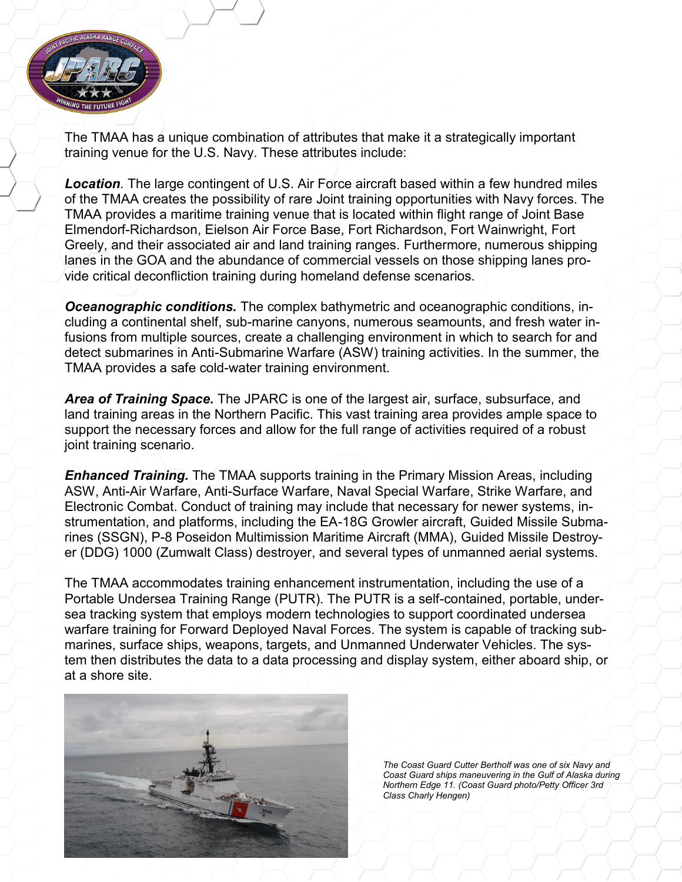The TMAA has a unique combination of attributes that make it a strategically important training venue for the U.S. Navy. These attributes include:

***Location***. The large contingent of U.S. Air Force aircraft based within a few hundred miles of the TMAA creates the possibility of rare Joint training opportunities with Navy forces. The TMAA provides a maritime training venue that is located within flight range of Joint Base Elmendorf-Richardson, Eielson Air Force Base, Fort Richardson, Fort Wainwright, Fort Greely, and their associated air and land training ranges. Furthermore, numerous shipping lanes in the GOA and the abundance of commercial vessels on those shipping lanes provide critical deconfliction training during homeland defense scenarios.

***Oceanographic conditions.*** The complex bathymetric and oceanographic conditions, including a continental shelf, sub-marine canyons, numerous seamounts, and fresh water infusions from multiple sources, create a challenging environment in which to search for and detect submarines in Anti-Submarine Warfare (ASW) training activities. In the summer, the TMAA provides a safe cold-water training environment.

***Area of Training Space.*** The JPARC is one of the largest air, surface, subsurface, and land training areas in the Northern Pacific. This vast training area provides ample space to support the necessary forces and allow for the full range of activities required of a robust joint training scenario.

***Enhanced Training.*** The TMAA supports training in the Primary Mission Areas, including ASW, Anti-Air Warfare, Anti-Surface Warfare, Naval Special Warfare, Strike Warfare, and Electronic Combat. Conduct of training may include that necessary for newer systems, instrumentation, and platforms, including the EA-18G Growler aircraft, Guided Missile Submarines (SSGN), P-8 Poseidon Multimission Maritime Aircraft (MMA), Guided Missile Destroyer (DDG) 1000 (Zumwalt Class) destroyer, and several types of unmanned aerial systems.

The TMAA accommodates training enhancement instrumentation, including the use of a Portable Undersea Training Range (PUTR). The PUTR is a self-contained, portable, undersea tracking system that employs modern technologies to support coordinated undersea warfare training for Forward Deployed Naval Forces. The system is capable of tracking submarines, surface ships, weapons, targets, and Unmanned Underwater Vehicles. The system then distributes the data to a data processing and display system, either aboard ship, or at a shore site.

*The Coast Guard Cutter Bertholf was one of six Navy and Coast Guard ships maneuvering in the Gulf of Alaska during Northern Edge 11. (Coast Guard photo/Petty Officer 3rd Class Charly Hengen)*